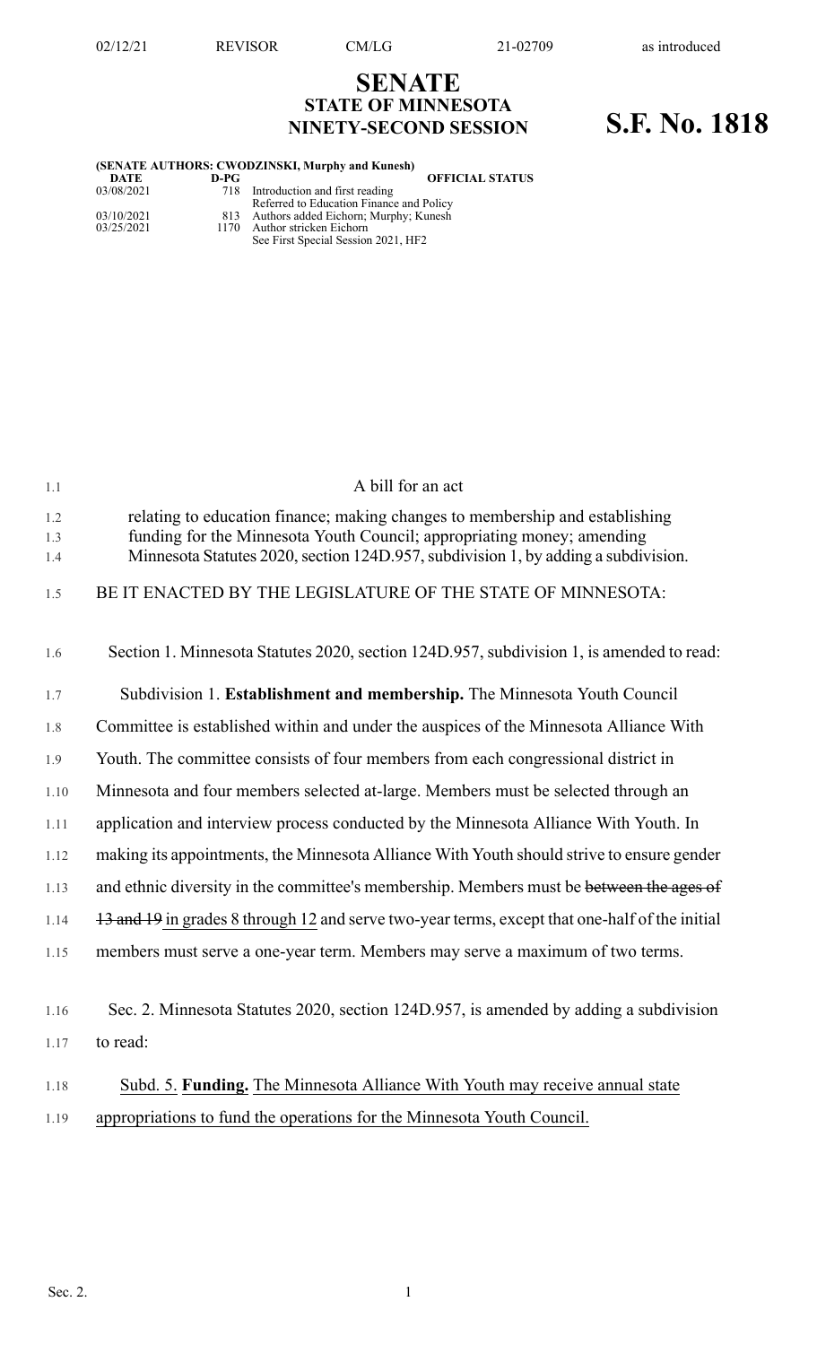02/12/21 REVISOR CM/LG 21-02709 as introduced

# SENATE
## STATE OF MINNESOTA
## NINETY-SECOND SESSION

# S.F. No. 1818

**(SENATE AUTHORS: CWODZINSKI, Murphy and Kunesh)**

| DATE | D-PG | OFFICIAL STATUS |
|---|---|---|
| 03/08/2021 | 718 | Introduction and first reading<br>Referred to Education Finance and Policy |
| 03/10/2021 | 813 | Authors added Eichorn; Murphy; Kunesh |
| 03/25/2021 | 1170 | Author stricken Eichorn<br>See First Special Session 2021, HF2 |

A bill for an act

relating to education finance; making changes to membership and establishing funding for the Minnesota Youth Council; appropriating money; amending Minnesota Statutes 2020, section 124D.957, subdivision 1, by adding a subdivision.

BE IT ENACTED BY THE LEGISLATURE OF THE STATE OF MINNESOTA:

Section 1. Minnesota Statutes 2020, section 124D.957, subdivision 1, is amended to read:

Subdivision 1. **Establishment and membership.** The Minnesota Youth Council Committee is established within and under the auspices of the Minnesota Alliance With Youth. The committee consists of four members from each congressional district in Minnesota and four members selected at-large. Members must be selected through an application and interview process conducted by the Minnesota Alliance With Youth. In making its appointments, the Minnesota Alliance With Youth should strive to ensure gender and ethnic diversity in the committee's membership. Members must be ~~between the ages of 13 and 19~~ <u>in grades 8 through 12</u> and serve two-year terms, except that one-half of the initial members must serve a one-year term. Members may serve a maximum of two terms.

Sec. 2. Minnesota Statutes 2020, section 124D.957, is amended by adding a subdivision to read:

<u>Subd. 5. **Funding.** The Minnesota Alliance With Youth may receive annual state appropriations to fund the operations for the Minnesota Youth Council.</u>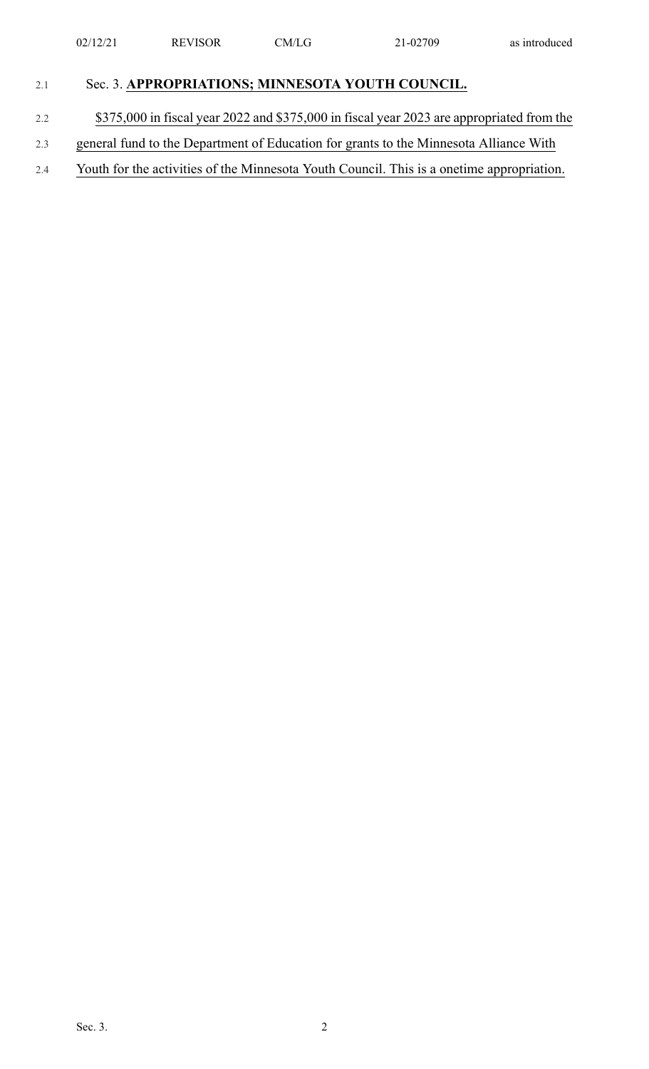Sec. 3. **APPROPRIATIONS; MINNESOTA YOUTH COUNCIL.**

$375,000 in fiscal year 2022 and $375,000 in fiscal year 2023 are appropriated from the general fund to the Department of Education for grants to the Minnesota Alliance With Youth for the activities of the Minnesota Youth Council. This is a onetime appropriation.